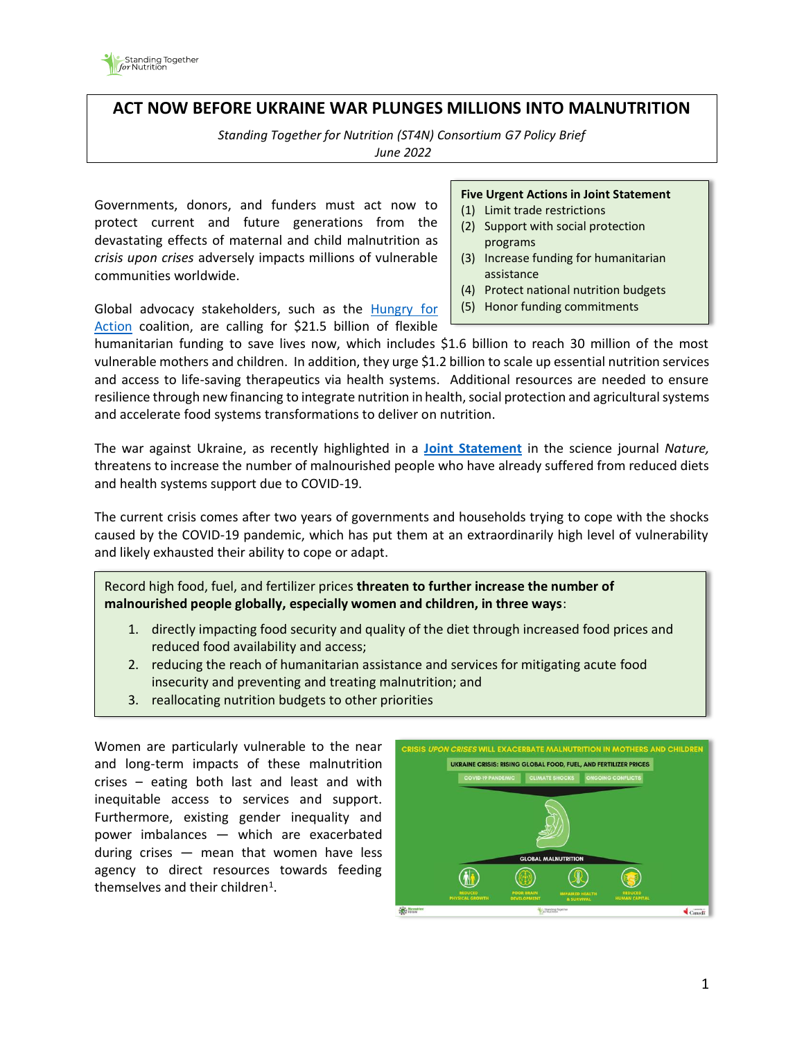# ACT NOW BEFORE UKRAINE WAR PLUNGES MILLIONS INTO MALNUTRITION

*Standing Together for Nutrition (ST4N) Consortium G7 Policy Brief*
*June 2022*

**Five Urgent Actions in Joint Statement**

1. Limit trade restrictions
2. Support with social protection programs
3. Increase funding for humanitarian assistance
4. Protect national nutrition budgets
5. Honor funding commitments

Governments, donors, and funders must act now to protect current and future generations from the devastating effects of maternal and child malnutrition as *crisis upon crises* adversely impacts millions of vulnerable communities worldwide.

Global advocacy stakeholders, such as the Hungry for Action coalition, are calling for $21.5 billion of flexible humanitarian funding to save lives now, which includes $1.6 billion to reach 30 million of the most vulnerable mothers and children. In addition, they urge $1.2 billion to scale up essential nutrition services and access to life-saving therapeutics via health systems. Additional resources are needed to ensure resilience through new financing to integrate nutrition in health, social protection and agricultural systems and accelerate food systems transformations to deliver on nutrition.

The war against Ukraine, as recently highlighted in a **Joint Statement** in the science journal *Nature,* threatens to increase the number of malnourished people who have already suffered from reduced diets and health systems support due to COVID-19.

The current crisis comes after two years of governments and households trying to cope with the shocks caused by the COVID-19 pandemic, which has put them at an extraordinarily high level of vulnerability and likely exhausted their ability to cope or adapt.

Record high food, fuel, and fertilizer prices **threaten to further increase the number of malnourished people globally, especially women and children, in three ways**:

1. directly impacting food security and quality of the diet through increased food prices and reduced food availability and access;
2. reducing the reach of humanitarian assistance and services for mitigating acute food insecurity and preventing and treating malnutrition; and
3. reallocating nutrition budgets to other priorities

Women are particularly vulnerable to the near and long-term impacts of these malnutrition crises – eating both last and least and with inequitable access to services and support. Furthermore, existing gender inequality and power imbalances — which are exacerbated during crises — mean that women have less agency to direct resources towards feeding themselves and their children[1].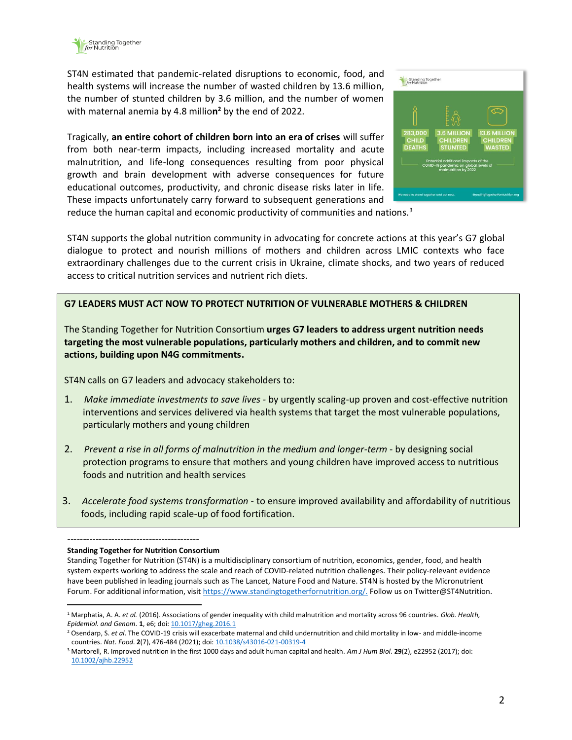ST4N estimated that pandemic-related disruptions to economic, food, and health systems will increase the number of wasted children by 13.6 million, the number of stunted children by 3.6 million, and the number of women with maternal anemia by 4.8 million[2] by the end of 2022.

283,000 CHILD DEATHS

3.6 MILLION CHILDREN STUNTED

13.6 MILLION CHILDREN WASTED

Potential additional impacts of the COVID-19 pandemic on global levels of malnutrition by 2022

We need to stand together and act now.

StandingTogetherForNutrition.org

Tragically, **an entire cohort of children born into an era of crises** will suffer from both near-term impacts, including increased mortality and acute malnutrition, and life-long consequences resulting from poor physical growth and brain development with adverse consequences for future educational outcomes, productivity, and chronic disease risks later in life. These impacts unfortunately carry forward to subsequent generations and reduce the human capital and economic productivity of communities and nations.[3]

ST4N supports the global nutrition community in advocating for concrete actions at this year's G7 global dialogue to protect and nourish millions of mothers and children across LMIC contexts who face extraordinary challenges due to the current crisis in Ukraine, climate shocks, and two years of reduced access to critical nutrition services and nutrient rich diets.

## G7 LEADERS MUST ACT NOW TO PROTECT NUTRITION OF VULNERABLE MOTHERS & CHILDREN

The Standing Together for Nutrition Consortium **urges G7 leaders to address urgent nutrition needs targeting the most vulnerable populations, particularly mothers and children, and to commit new actions, building upon N4G commitments.**

ST4N calls on G7 leaders and advocacy stakeholders to:

1. *Make immediate investments to save lives* - by urgently scaling-up proven and cost-effective nutrition interventions and services delivered via health systems that target the most vulnerable populations, particularly mothers and young children
2. *Prevent a rise in all forms of malnutrition in the medium and longer-term* - by designing social protection programs to ensure that mothers and young children have improved access to nutritious foods and nutrition and health services
3. *Accelerate food systems transformation* - to ensure improved availability and affordability of nutritious foods, including rapid scale-up of food fortification.

-----------------------------------------

**Standing Together for Nutrition Consortium**

Standing Together for Nutrition (ST4N) is a multidisciplinary consortium of nutrition, economics, gender, food, and health system experts working to address the scale and reach of COVID-related nutrition challenges. Their policy-relevant evidence have been published in leading journals such as The Lancet, Nature Food and Nature. ST4N is hosted by the Micronutrient Forum. For additional information, visit https://www.standingtogetherfornutrition.org/. Follow us on Twitter@ST4Nutrition.

---

[1] Marphatia, A. A. *et al.* (2016). Associations of gender inequality with child malnutrition and mortality across 96 countries. *Glob. Health, Epidemiol. and Genom*. **1**, e6; doi: 10.1017/gheg.2016.1

[2] Osendarp, S. *et al*. The COVID-19 crisis will exacerbate maternal and child undernutrition and child mortality in low- and middle-income countries. *Nat. Food.* **2**(7), 476-484 (2021); doi: 10.1038/s43016-021-00319-4

[3] Martorell, R. Improved nutrition in the first 1000 days and adult human capital and health. *Am J Hum Biol*. **29**(2), e22952 (2017); doi: 10.1002/ajhb.22952